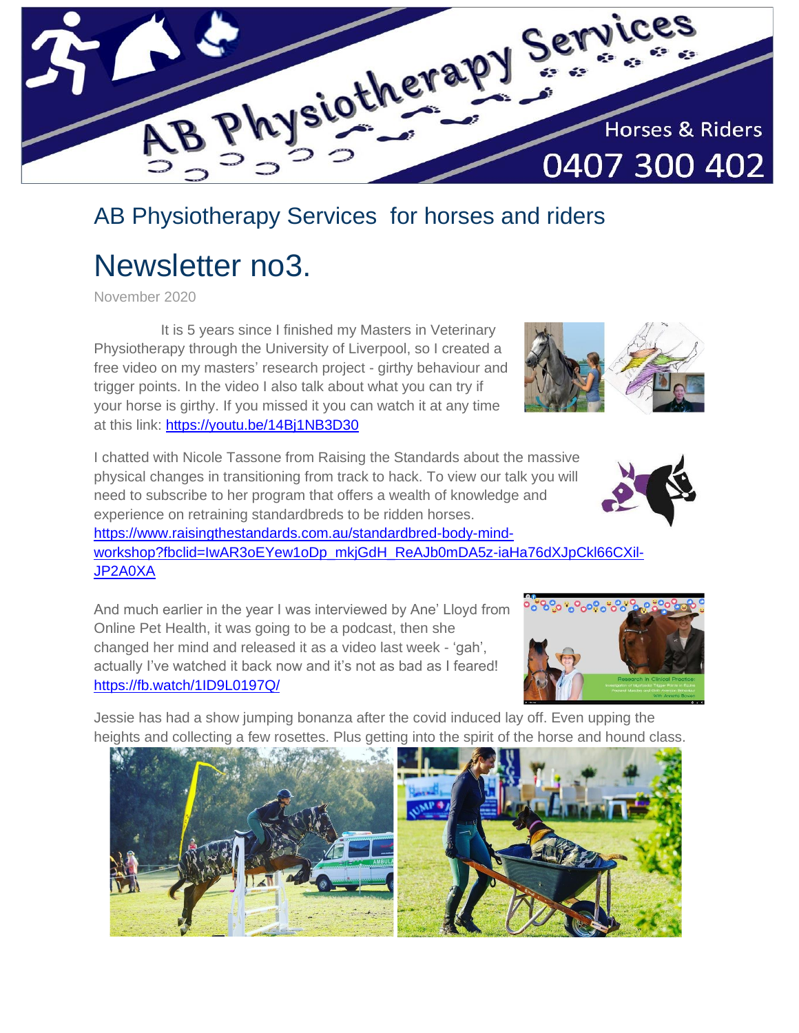# AB Physiotherapy Services Horses & Riders 0407 300 402

## AB Physiotherapy Services for horses and riders

# Newsletter no3.

November 2020

It is 5 years since I finished my Masters in Veterinary Physiotherapy through the University of Liverpool, so I created a free video on my masters' research project - girthy behaviour and trigger points. In the video I also talk about what you can try if your horse is girthy. If you missed it you can watch it at any time at this link: https://youtu.be/14Bj1NB3D30

I chatted with Nicole Tassone from Raising the Standards about the massive physical changes in transitioning from track to hack. To view our talk you will need to subscribe to her program that offers a wealth of knowledge and experience on retraining standardbreds to be ridden horses. https://www.raisingthestandards.com.au/standardbred-body-mind-workshop?fbclid=IwAR3oEYew1oDp_mkjGdH_ReAJb0mDA5z-iaHa76dXJpCkl66CXil-JP2A0XA

And much earlier in the year I was interviewed by Ane' Lloyd from Online Pet Health, it was going to be a podcast, then she changed her mind and released it as a video last week - 'gah', actually I've watched it back now and it's not as bad as I feared! https://fb.watch/1ID9L0197Q/

Jessie has had a show jumping bonanza after the covid induced lay off. Even upping the heights and collecting a few rosettes. Plus getting into the spirit of the horse and hound class.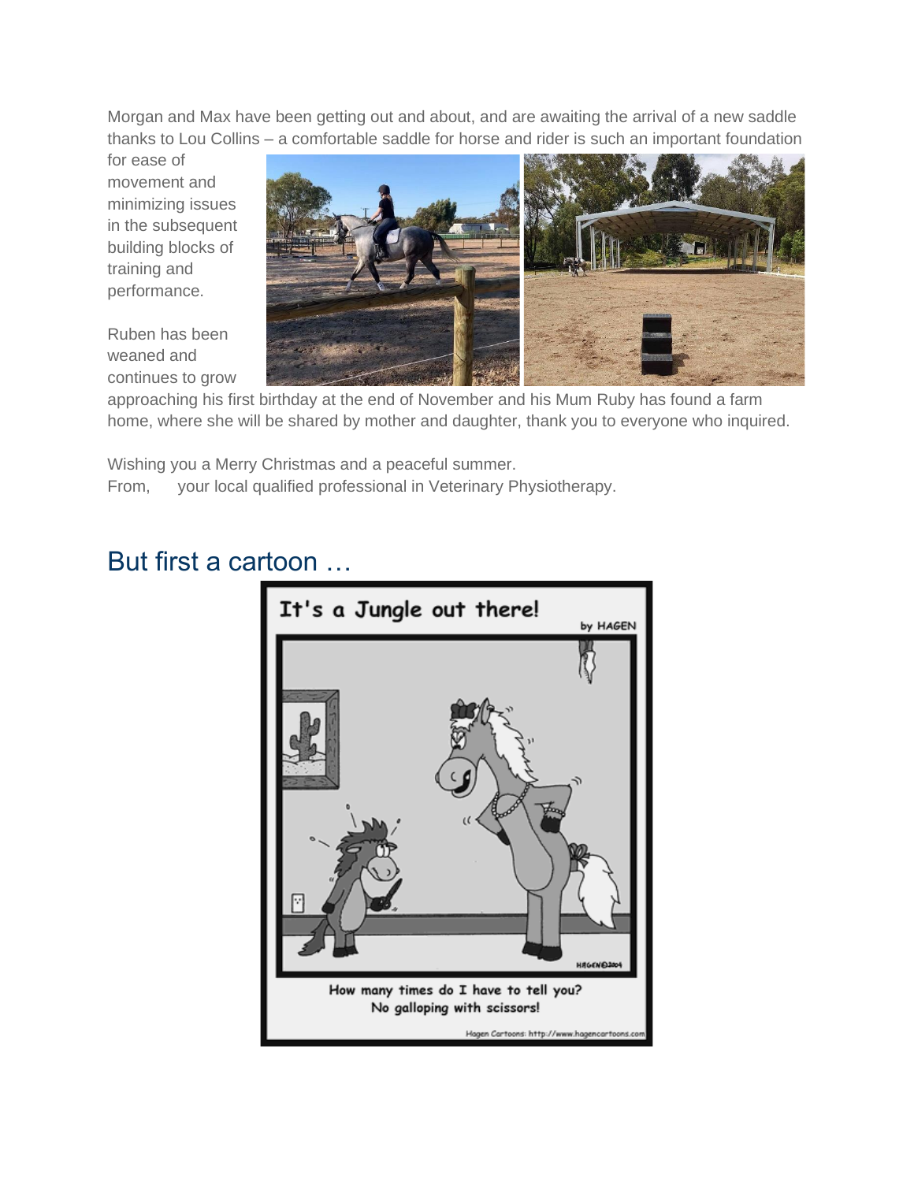Morgan and Max have been getting out and about, and are awaiting the arrival of a new saddle thanks to Lou Collins – a comfortable saddle for horse and rider is such an important foundation for ease of movement and minimizing issues in the subsequent building blocks of training and performance.

Ruben has been weaned and continues to grow approaching his first birthday at the end of November and his Mum Ruby has found a farm home, where she will be shared by mother and daughter, thank you to everyone who inquired.

Wishing you a Merry Christmas and a peaceful summer.
From, your local qualified professional in Veterinary Physiotherapy.

## But first a cartoon …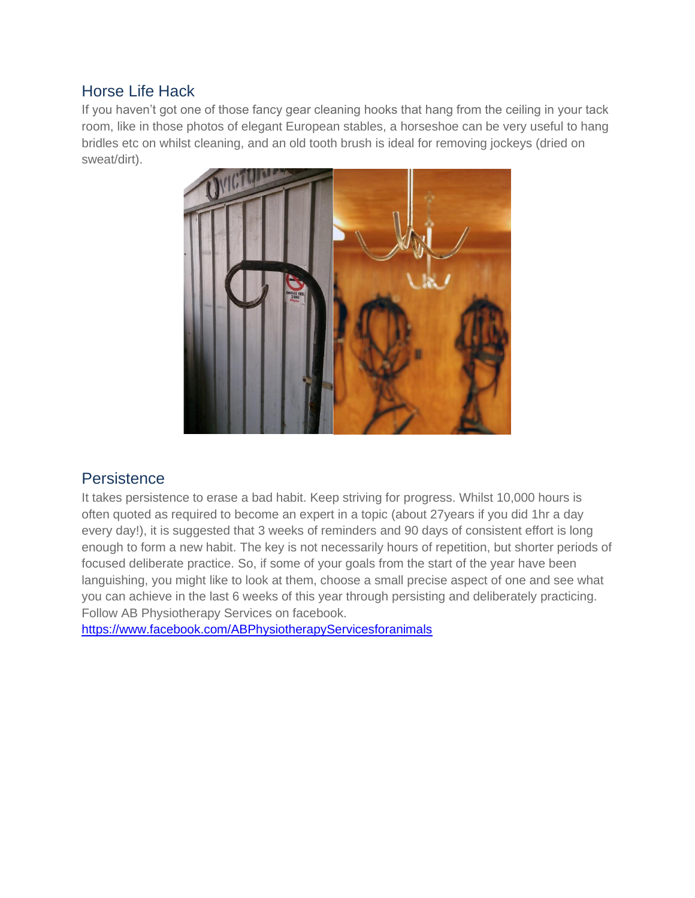## Horse Life Hack

If you haven't got one of those fancy gear cleaning hooks that hang from the ceiling in your tack room, like in those photos of elegant European stables, a horseshoe can be very useful to hang bridles etc on whilst cleaning, and an old tooth brush is ideal for removing jockeys (dried on sweat/dirt).

## Persistence

It takes persistence to erase a bad habit. Keep striving for progress. Whilst 10,000 hours is often quoted as required to become an expert in a topic (about 27years if you did 1hr a day every day!), it is suggested that 3 weeks of reminders and 90 days of consistent effort is long enough to form a new habit. The key is not necessarily hours of repetition, but shorter periods of focused deliberate practice. So, if some of your goals from the start of the year have been languishing, you might like to look at them, choose a small precise aspect of one and see what you can achieve in the last 6 weeks of this year through persisting and deliberately practicing. Follow AB Physiotherapy Services on facebook.
https://www.facebook.com/ABPhysiotherapyServicesforanimals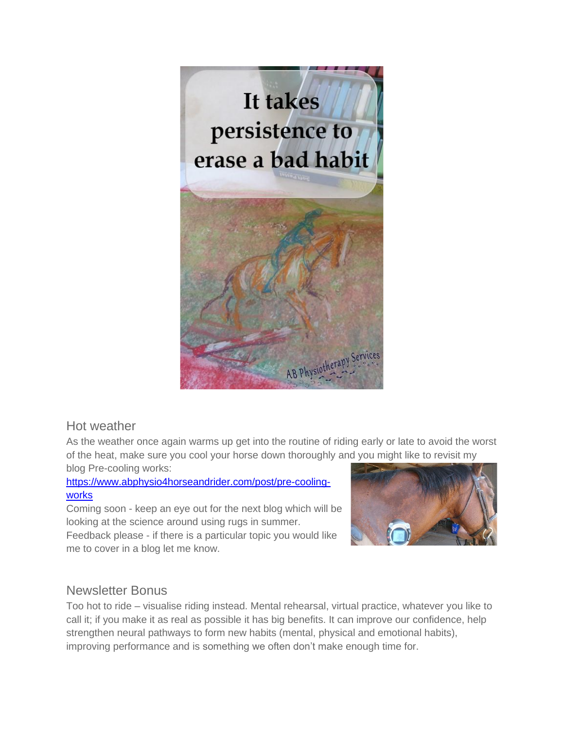## Hot weather

As the weather once again warms up get into the routine of riding early or late to avoid the worst of the heat, make sure you cool your horse down thoroughly and you might like to revisit my blog Pre-cooling works:

[https://www.abphysio4horseandrider.com/post/pre-cooling-works](https://www.abphysio4horseandrider.com/post/pre-cooling-works)

Coming soon - keep an eye out for the next blog which will be looking at the science around using rugs in summer.

Feedback please - if there is a particular topic you would like me to cover in a blog let me know.

## Newsletter Bonus

Too hot to ride – visualise riding instead. Mental rehearsal, virtual practice, whatever you like to call it; if you make it as real as possible it has big benefits. It can improve our confidence, help strengthen neural pathways to form new habits (mental, physical and emotional habits), improving performance and is something we often don't make enough time for.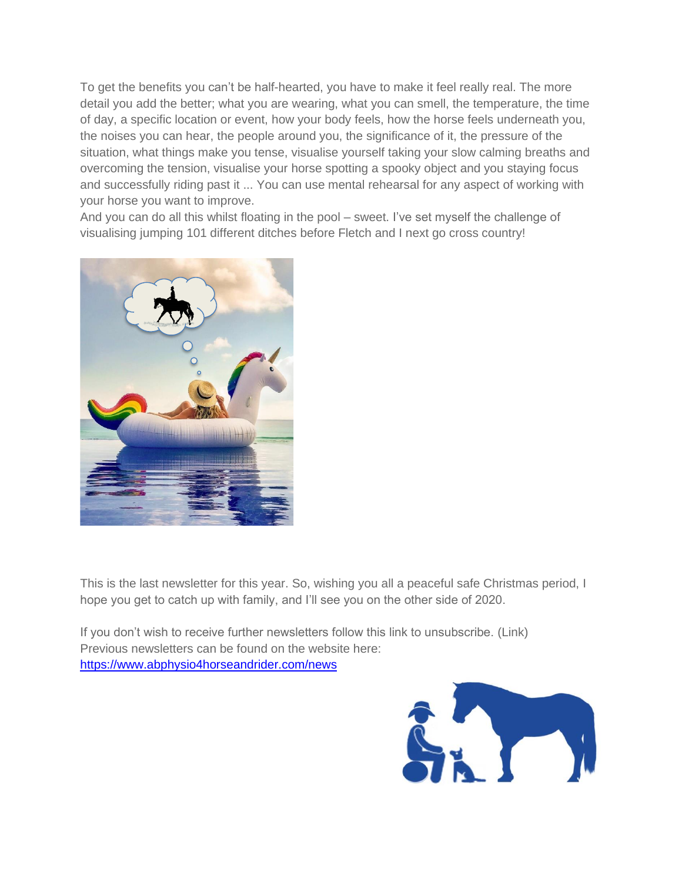To get the benefits you can't be half-hearted, you have to make it feel really real. The more detail you add the better; what you are wearing, what you can smell, the temperature, the time of day, a specific location or event, how your body feels, how the horse feels underneath you, the noises you can hear, the people around you, the significance of it, the pressure of the situation, what things make you tense, visualise yourself taking your slow calming breaths and overcoming the tension, visualise your horse spotting a spooky object and you staying focus and successfully riding past it ... You can use mental rehearsal for any aspect of working with your horse you want to improve.

And you can do all this whilst floating in the pool – sweet. I've set myself the challenge of visualising jumping 101 different ditches before Fletch and I next go cross country!

This is the last newsletter for this year. So, wishing you all a peaceful safe Christmas period, I hope you get to catch up with family, and I'll see you on the other side of 2020.

If you don't wish to receive further newsletters follow this link to unsubscribe. (Link)
Previous newsletters can be found on the website here:
https://www.abphysio4horseandrider.com/news